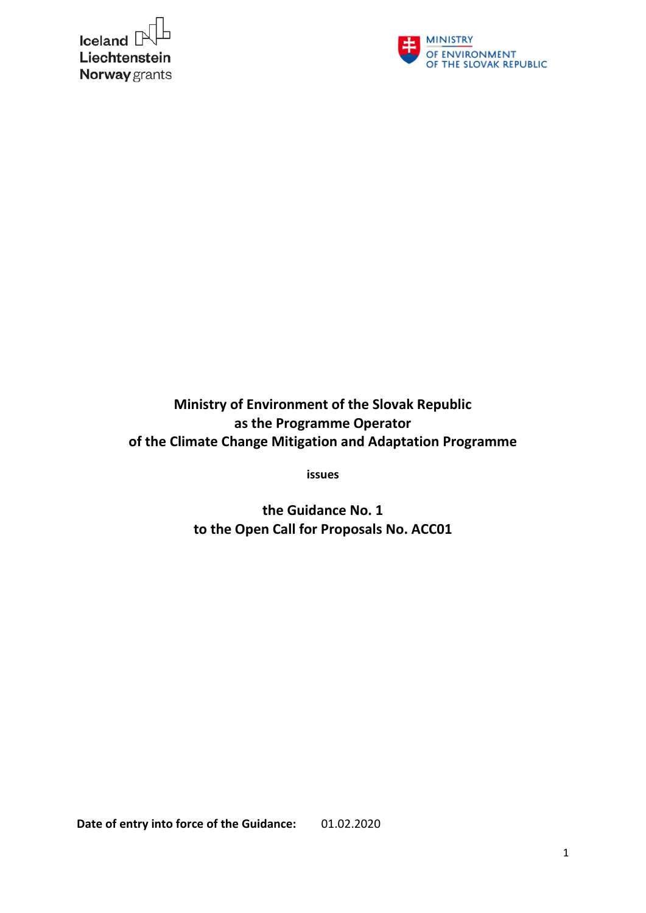Iceland
Liechtenstein
Norway grants

MINISTRY
OF ENVIRONMENT
OF THE SLOVAK REPUBLIC

**Ministry of Environment of the Slovak Republic**
**as the Programme Operator**
**of the Climate Change Mitigation and Adaptation Programme**

**issues**

**the Guidance No. 1**
**to the Open Call for Proposals No. ACC01**

**Date of entry into force of the Guidance:** 01.02.2020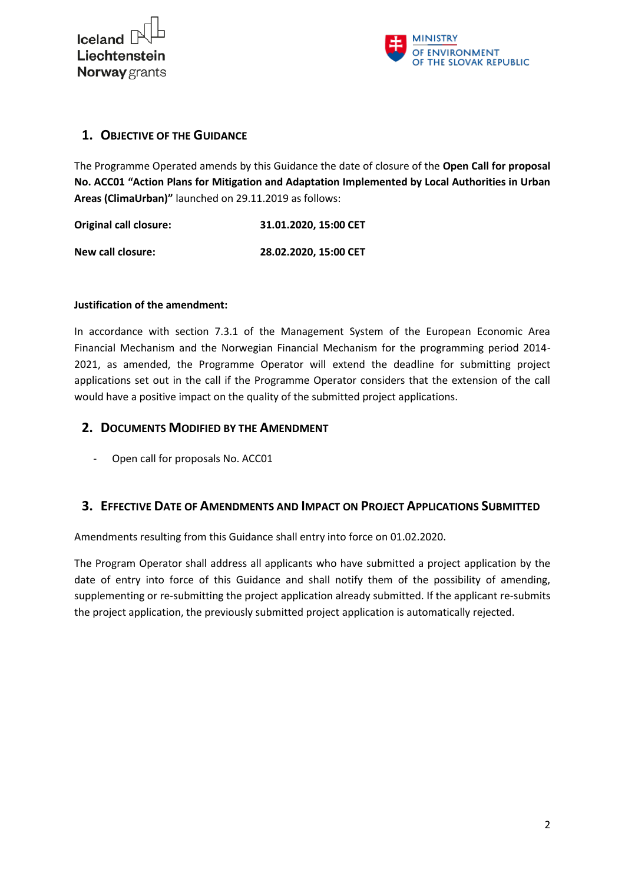## 1. Objective of the Guidance

The Programme Operated amends by this Guidance the date of closure of the **Open Call for proposal No. ACC01 "Action Plans for Mitigation and Adaptation Implemented by Local Authorities in Urban Areas (ClimaUrban)"** launched on 29.11.2019 as follows:

| | |
|---|---|
| **Original call closure:** | **31.01.2020, 15:00 CET** |
| **New call closure:** | **28.02.2020, 15:00 CET** |

**Justification of the amendment:**

In accordance with section 7.3.1 of the Management System of the European Economic Area Financial Mechanism and the Norwegian Financial Mechanism for the programming period 2014-2021, as amended, the Programme Operator will extend the deadline for submitting project applications set out in the call if the Programme Operator considers that the extension of the call would have a positive impact on the quality of the submitted project applications.

## 2. Documents Modified by the Amendment

- Open call for proposals No. ACC01

## 3. Effective Date of Amendments and Impact on Project Applications Submitted

Amendments resulting from this Guidance shall entry into force on 01.02.2020.

The Program Operator shall address all applicants who have submitted a project application by the date of entry into force of this Guidance and shall notify them of the possibility of amending, supplementing or re-submitting the project application already submitted. If the applicant re-submits the project application, the previously submitted project application is automatically rejected.